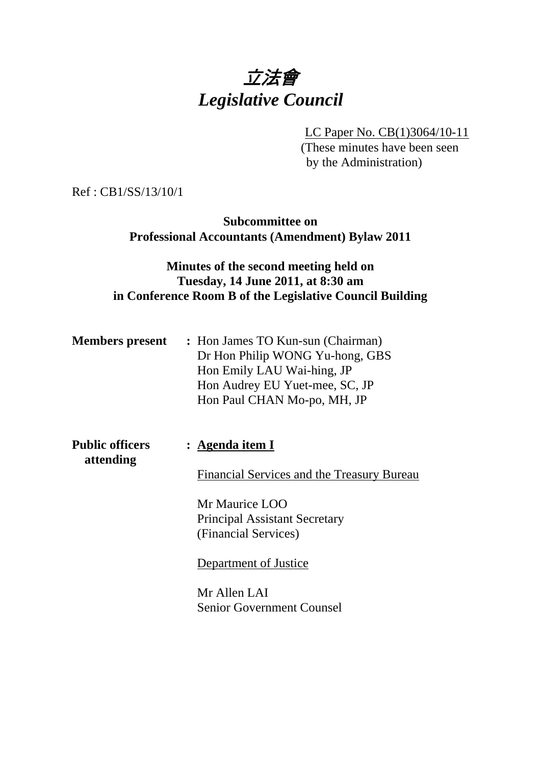# *立法會*
# *Legislative Council*

LC Paper No. CB(1)3064/10-11
(These minutes have been seen by the Administration)

Ref : CB1/SS/13/10/1

**Subcommittee on**
**Professional Accountants (Amendment) Bylaw 2011**

**Minutes of the second meeting held on**
**Tuesday, 14 June 2011, at 8:30 am**
**in Conference Room B of the Legislative Council Building**

**Members present** : Hon James TO Kun-sun (Chairman)
Dr Hon Philip WONG Yu-hong, GBS
Hon Emily LAU Wai-hing, JP
Hon Audrey EU Yuet-mee, SC, JP
Hon Paul CHAN Mo-po, MH, JP

**Public officers attending** : **Agenda item I**

Financial Services and the Treasury Bureau

Mr Maurice LOO
Principal Assistant Secretary
(Financial Services)

Department of Justice

Mr Allen LAI
Senior Government Counsel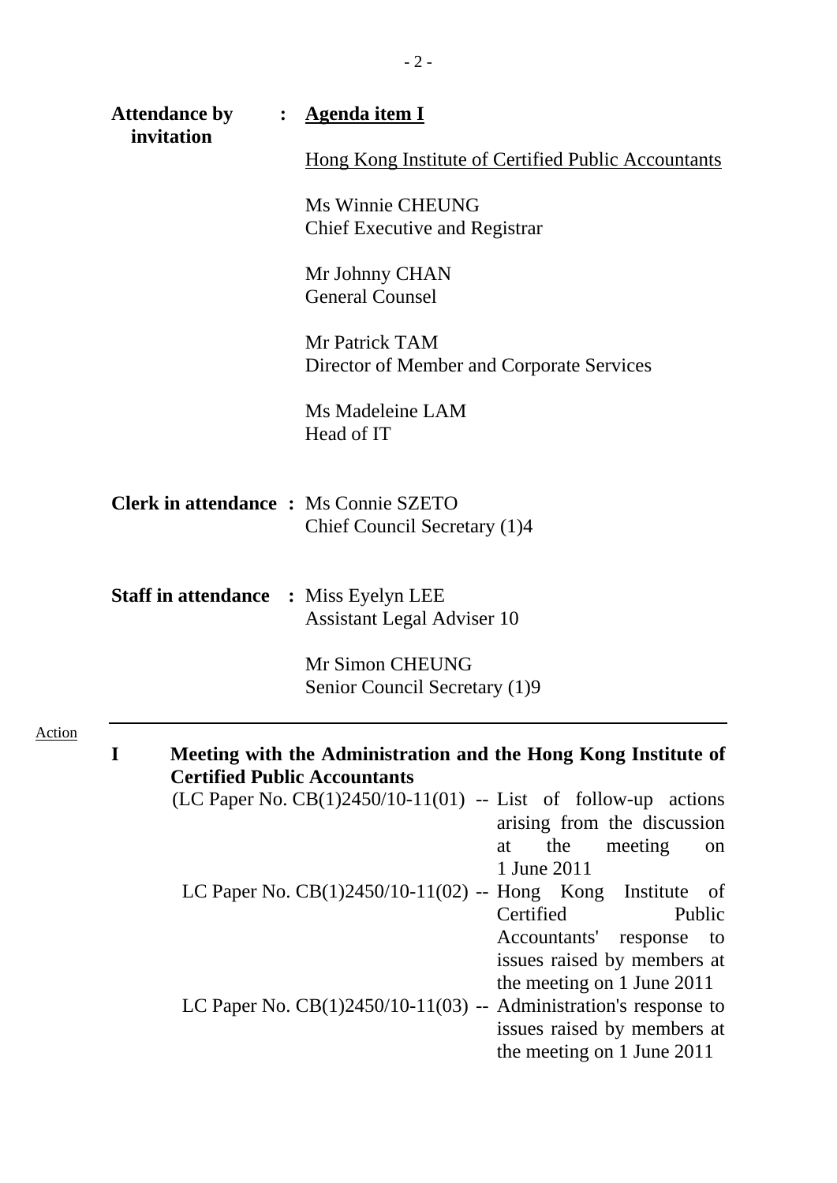**Attendance by invitation** : **Agenda item I**

Hong Kong Institute of Certified Public Accountants

Ms Winnie CHEUNG
Chief Executive and Registrar

Mr Johnny CHAN
General Counsel

Mr Patrick TAM
Director of Member and Corporate Services

Ms Madeleine LAM
Head of IT

**Clerk in attendance** : Ms Connie SZETO
Chief Council Secretary (1)4

**Staff in attendance** : Miss Eyelyn LEE
Assistant Legal Adviser 10

Mr Simon CHEUNG
Senior Council Secretary (1)9

---

Action

## I Meeting with the Administration and the Hong Kong Institute of Certified Public Accountants

(LC Paper No. CB(1)2450/10-11(01) -- List of follow-up actions arising from the discussion at the meeting on 1 June 2011

LC Paper No. CB(1)2450/10-11(02) -- Hong Kong Institute of Certified Public Accountants' response to issues raised by members at the meeting on 1 June 2011

LC Paper No. CB(1)2450/10-11(03) -- Administration's response to issues raised by members at the meeting on 1 June 2011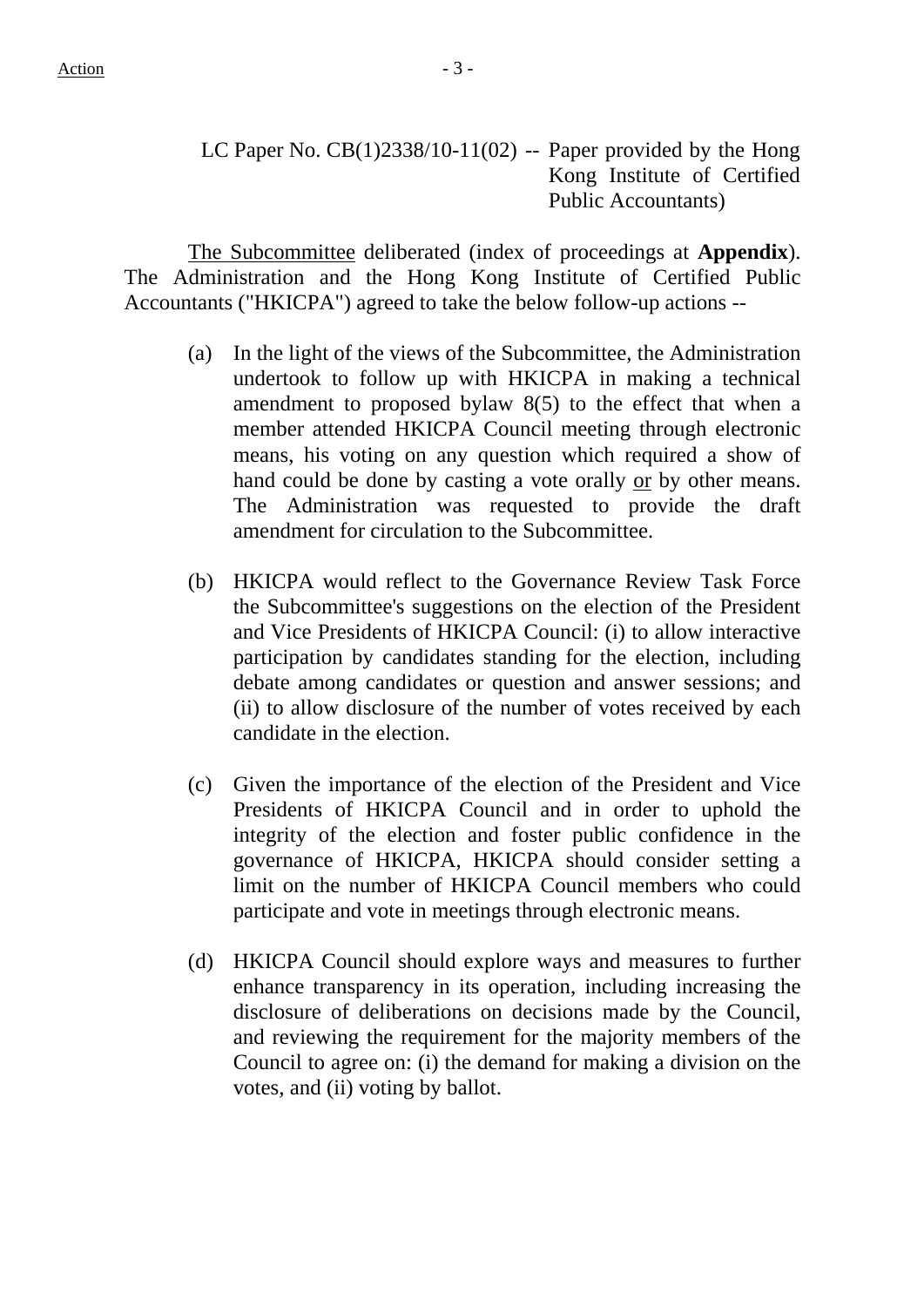LC Paper No. CB(1)2338/10-11(02) -- Paper provided by the Hong Kong Institute of Certified Public Accountants)

The Subcommittee deliberated (index of proceedings at **Appendix**). The Administration and the Hong Kong Institute of Certified Public Accountants ("HKICPA") agreed to take the below follow-up actions --

(a) In the light of the views of the Subcommittee, the Administration undertook to follow up with HKICPA in making a technical amendment to proposed bylaw 8(5) to the effect that when a member attended HKICPA Council meeting through electronic means, his voting on any question which required a show of hand could be done by casting a vote orally or by other means. The Administration was requested to provide the draft amendment for circulation to the Subcommittee.

(b) HKICPA would reflect to the Governance Review Task Force the Subcommittee's suggestions on the election of the President and Vice Presidents of HKICPA Council: (i) to allow interactive participation by candidates standing for the election, including debate among candidates or question and answer sessions; and (ii) to allow disclosure of the number of votes received by each candidate in the election.

(c) Given the importance of the election of the President and Vice Presidents of HKICPA Council and in order to uphold the integrity of the election and foster public confidence in the governance of HKICPA, HKICPA should consider setting a limit on the number of HKICPA Council members who could participate and vote in meetings through electronic means.

(d) HKICPA Council should explore ways and measures to further enhance transparency in its operation, including increasing the disclosure of deliberations on decisions made by the Council, and reviewing the requirement for the majority members of the Council to agree on: (i) the demand for making a division on the votes, and (ii) voting by ballot.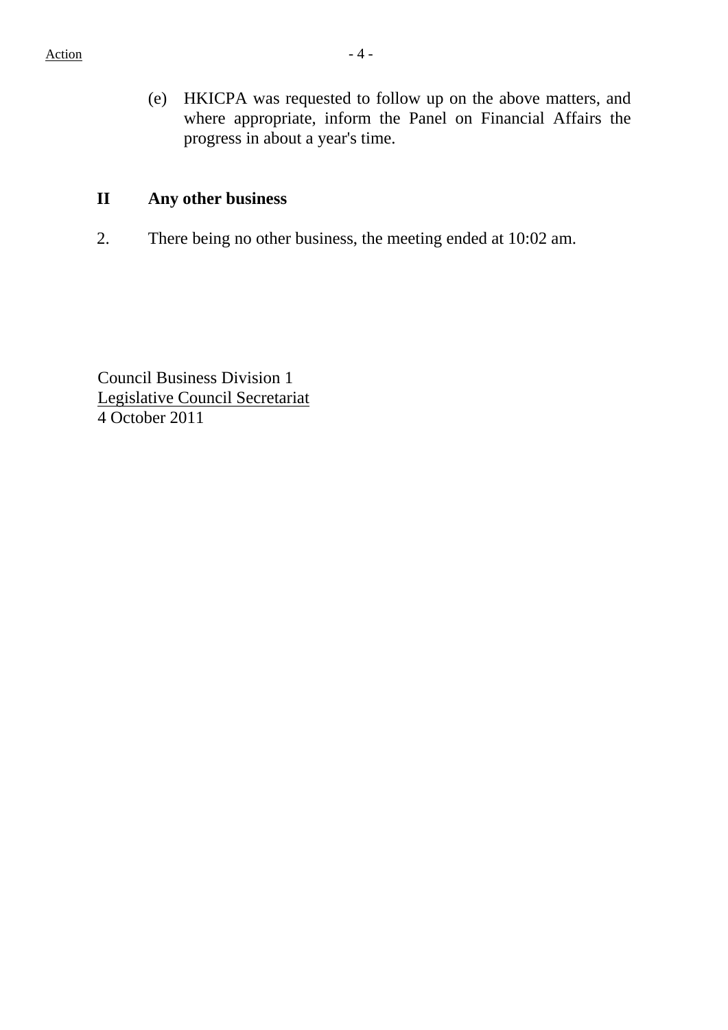(e) HKICPA was requested to follow up on the above matters, and where appropriate, inform the Panel on Financial Affairs the progress in about a year's time.

## II Any other business

2. There being no other business, the meeting ended at 10:02 am.

Council Business Division 1
Legislative Council Secretariat
4 October 2011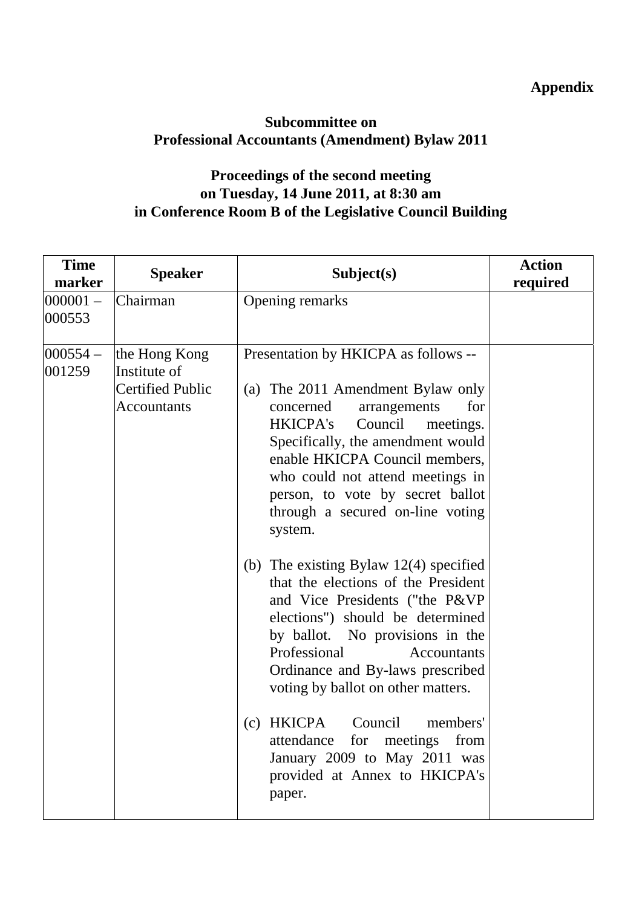**Appendix**

**Subcommittee on Professional Accountants (Amendment) Bylaw 2011**

**Proceedings of the second meeting on Tuesday, 14 June 2011, at 8:30 am in Conference Room B of the Legislative Council Building**

| Time marker | Speaker | Subject(s) | Action required |
|---|---|---|---|
| 000001 – 000553 | Chairman | Opening remarks | |
| 000554 – 001259 | the Hong Kong Institute of Certified Public Accountants | Presentation by HKICPA as follows --<br><br>(a) The 2011 Amendment Bylaw only concerned arrangements for HKICPA's Council meetings. Specifically, the amendment would enable HKICPA Council members, who could not attend meetings in person, to vote by secret ballot through a secured on-line voting system.<br><br>(b) The existing Bylaw 12(4) specified that the elections of the President and Vice Presidents ("the P&VP elections") should be determined by ballot. No provisions in the Professional Accountants Ordinance and By-laws prescribed voting by ballot on other matters.<br><br>(c) HKICPA Council members' attendance for meetings from January 2009 to May 2011 was provided at Annex to HKICPA's paper. | |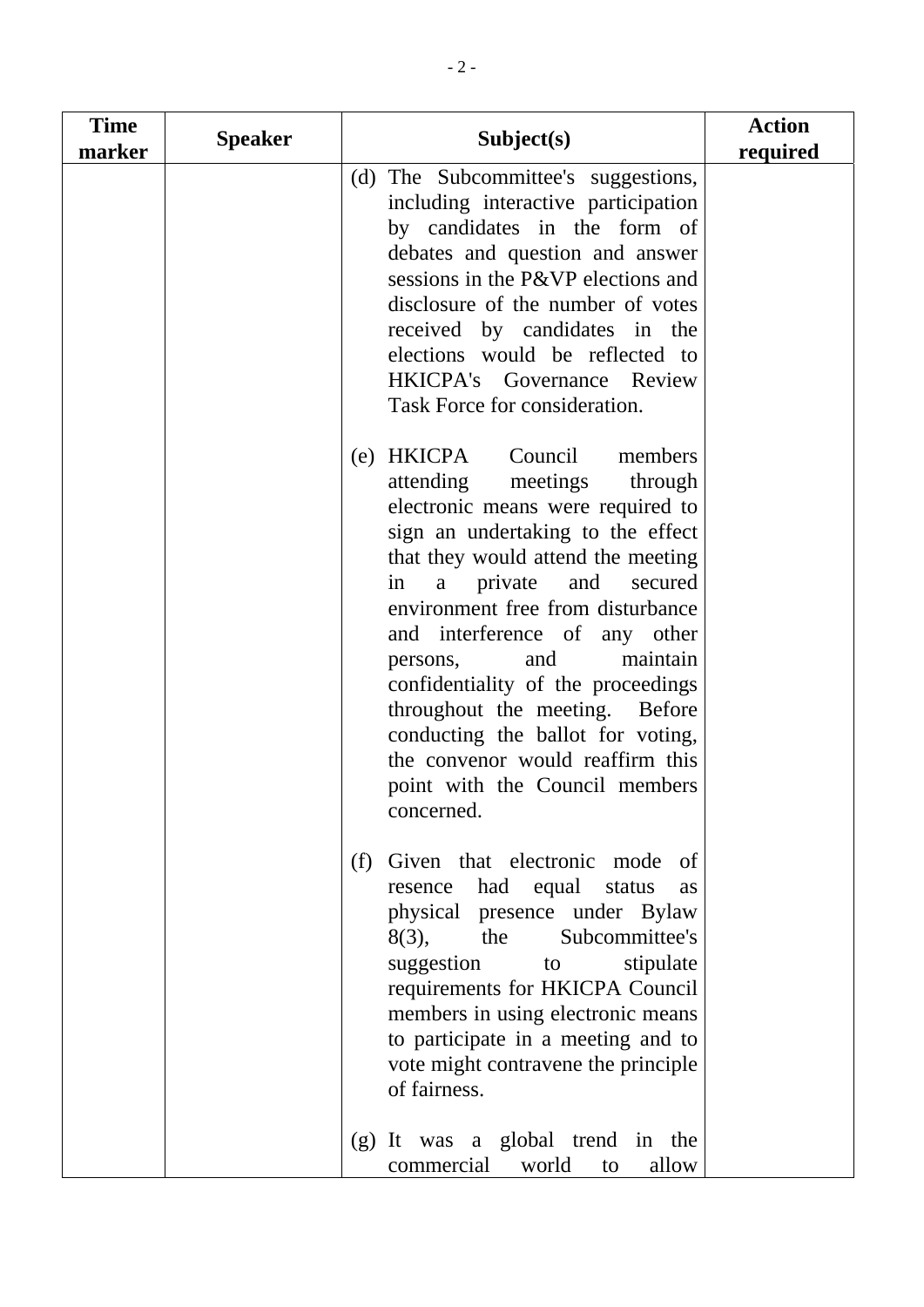| Time marker | Speaker | Subject(s) | Action required |
|---|---|---|---|
| | | (d) The Subcommittee's suggestions, including interactive participation by candidates in the form of debates and question and answer sessions in the P&VP elections and disclosure of the number of votes received by candidates in the elections would be reflected to HKICPA's Governance Review Task Force for consideration.<br><br>(e) HKICPA Council members attending meetings through electronic means were required to sign an undertaking to the effect that they would attend the meeting in a private and secured environment free from disturbance and interference of any other persons, and maintain confidentiality of the proceedings throughout the meeting. Before conducting the ballot for voting, the convenor would reaffirm this point with the Council members concerned.<br><br>(f) Given that electronic mode of resence had equal status as physical presence under Bylaw 8(3), the Subcommittee's suggestion to stipulate requirements for HKICPA Council members in using electronic means to participate in a meeting and to vote might contravene the principle of fairness.<br><br>(g) It was a global trend in the commercial world to allow | |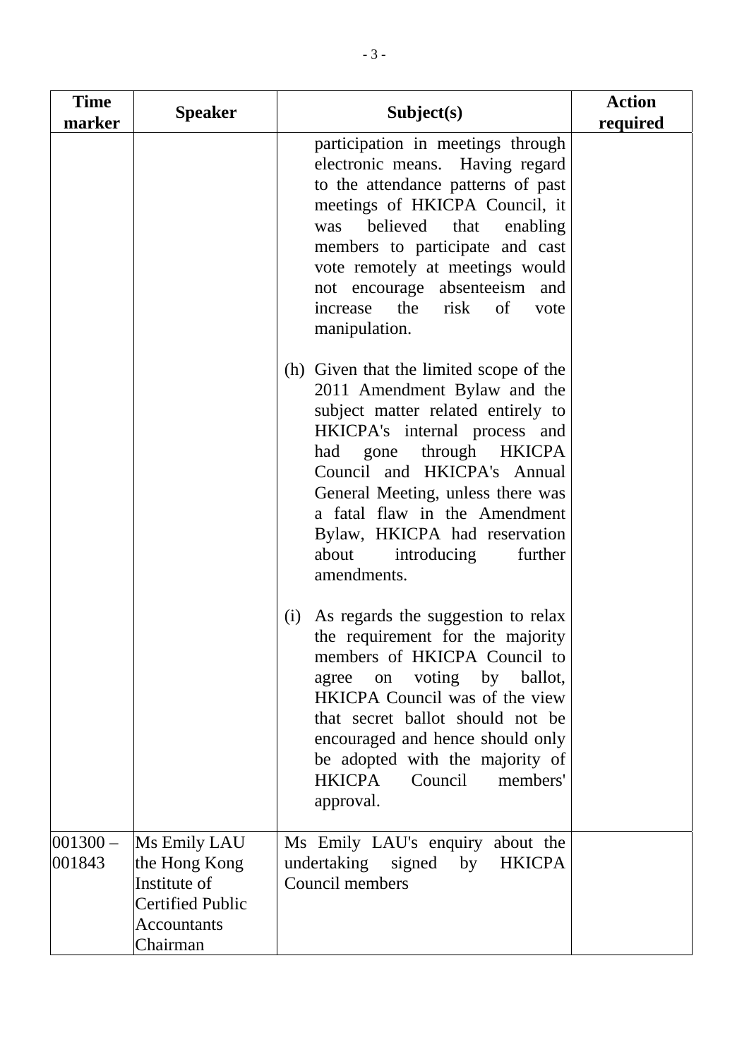| Time marker | Speaker | Subject(s) | Action required |
|---|---|---|---|
| | | participation in meetings through electronic means. Having regard to the attendance patterns of past meetings of HKICPA Council, it was believed that enabling members to participate and cast vote remotely at meetings would not encourage absenteeism and increase the risk of vote manipulation.<br><br>(h) Given that the limited scope of the 2011 Amendment Bylaw and the subject matter related entirely to HKICPA's internal process and had gone through HKICPA Council and HKICPA's Annual General Meeting, unless there was a fatal flaw in the Amendment Bylaw, HKICPA had reservation about introducing further amendments.<br><br>(i) As regards the suggestion to relax the requirement for the majority members of HKICPA Council to agree on voting by ballot, HKICPA Council was of the view that secret ballot should not be encouraged and hence should only be adopted with the majority of HKICPA Council members' approval. | |
| 001300 – 001843 | Ms Emily LAU<br>the Hong Kong Institute of Certified Public Accountants Chairman | Ms Emily LAU's enquiry about the undertaking signed by HKICPA Council members | |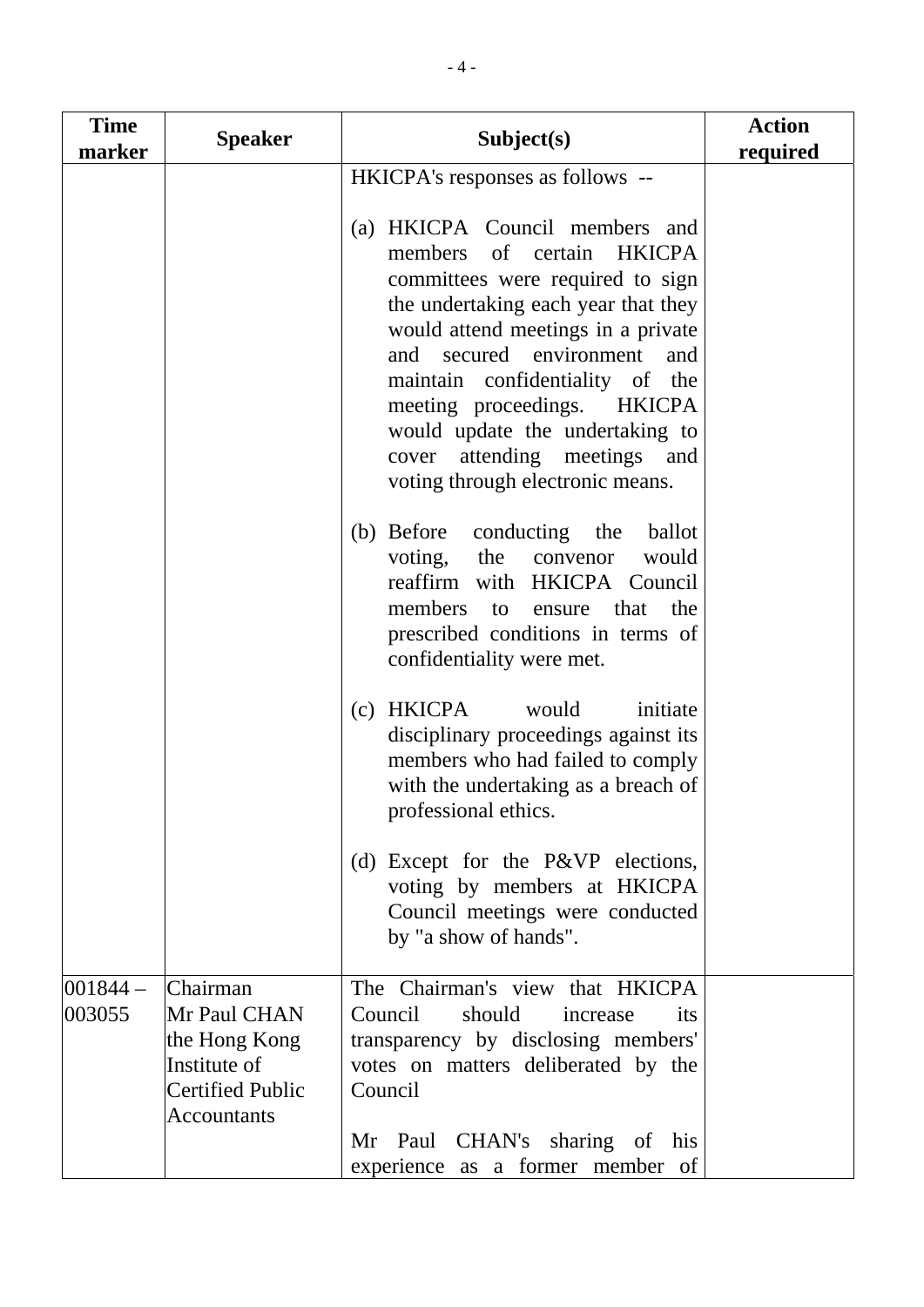| Time marker | Speaker | Subject(s) | Action required |
|---|---|---|---|
| | | HKICPA's responses as follows --<br><br>(a) HKICPA Council members and members of certain HKICPA committees were required to sign the undertaking each year that they would attend meetings in a private and secured environment and maintain confidentiality of the meeting proceedings. HKICPA would update the undertaking to cover attending meetings and voting through electronic means.<br><br>(b) Before conducting the ballot voting, the convenor would reaffirm with HKICPA Council members to ensure that the prescribed conditions in terms of confidentiality were met.<br><br>(c) HKICPA would initiate disciplinary proceedings against its members who had failed to comply with the undertaking as a breach of professional ethics.<br><br>(d) Except for the P&VP elections, voting by members at HKICPA Council meetings were conducted by "a show of hands". | |
| 001844 – 003055 | Chairman<br>Mr Paul CHAN<br>the Hong Kong Institute of Certified Public Accountants | The Chairman's view that HKICPA Council should increase its transparency by disclosing members' votes on matters deliberated by the Council<br><br>Mr Paul CHAN's sharing of his experience as a former member of | |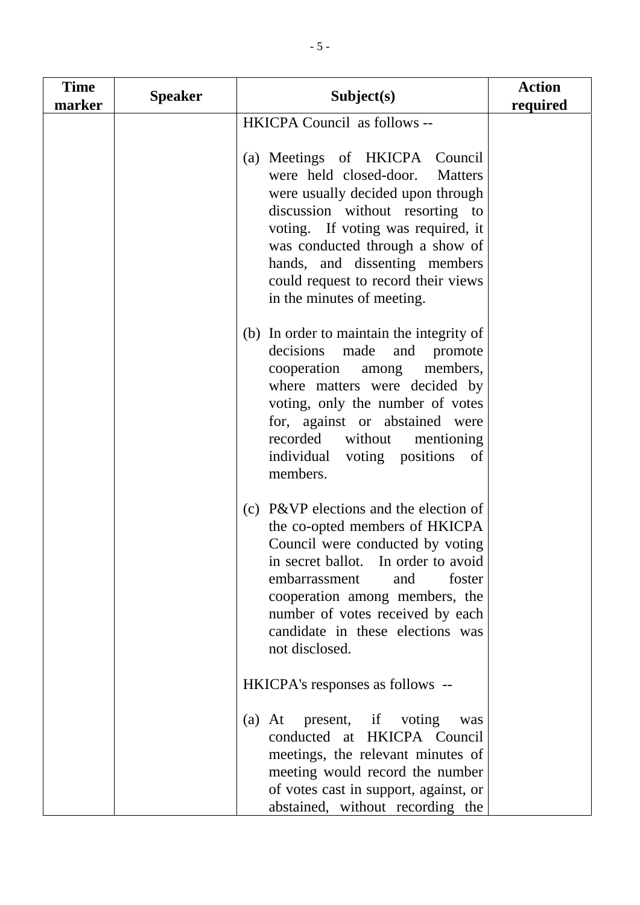| Time marker | Speaker | Subject(s) | Action required |
|---|---|---|---|
| | | HKICPA Council as follows --<br><br>(a) Meetings of HKICPA Council were held closed-door. Matters were usually decided upon through discussion without resorting to voting. If voting was required, it was conducted through a show of hands, and dissenting members could request to record their views in the minutes of meeting.<br><br>(b) In order to maintain the integrity of decisions made and promote cooperation among members, where matters were decided by voting, only the number of votes for, against or abstained were recorded without mentioning individual voting positions of members.<br><br>(c) P&VP elections and the election of the co-opted members of HKICPA Council were conducted by voting in secret ballot. In order to avoid embarrassment and foster cooperation among members, the number of votes received by each candidate in these elections was not disclosed.<br><br>HKICPA's responses as follows --<br><br>(a) At present, if voting was conducted at HKICPA Council meetings, the relevant minutes of meeting would record the number of votes cast in support, against, or abstained, without recording the | |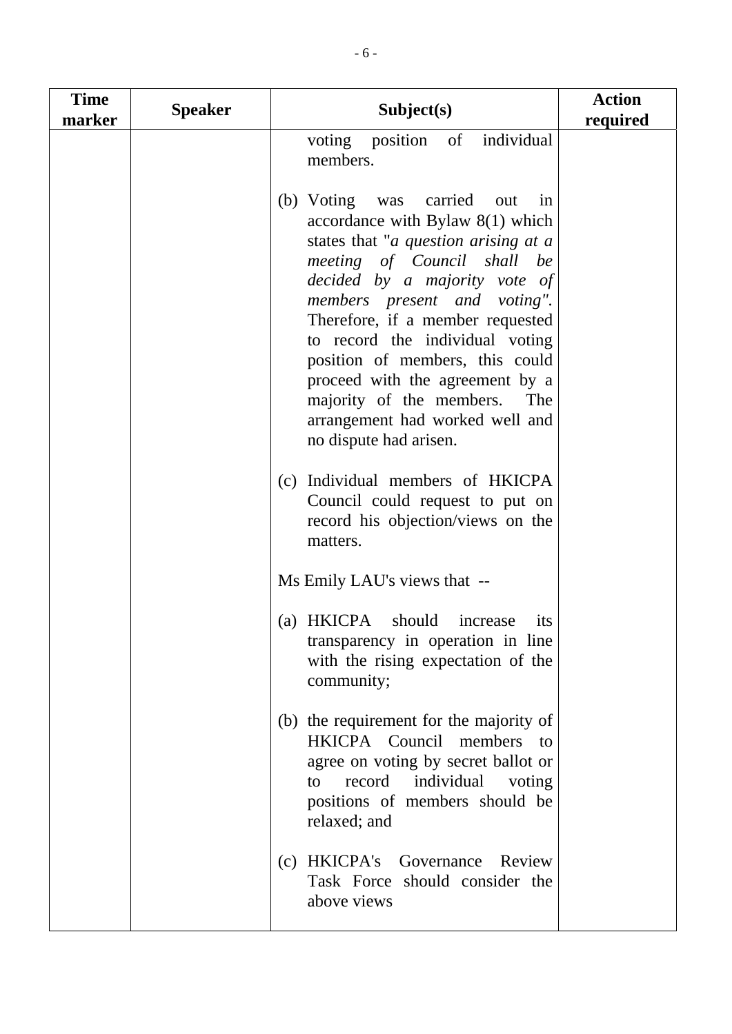| Time marker | Speaker | Subject(s) | Action required |
|---|---|---|---|
| | | voting position of individual members.<br><br>(b) Voting was carried out in accordance with Bylaw 8(1) which states that "*a question arising at a meeting of Council shall be decided by a majority vote of members present and voting*". Therefore, if a member requested to record the individual voting position of members, this could proceed with the agreement by a majority of the members. The arrangement had worked well and no dispute had arisen.<br><br>(c) Individual members of HKICPA Council could request to put on record his objection/views on the matters.<br><br>Ms Emily LAU's views that --<br><br>(a) HKICPA should increase its transparency in operation in line with the rising expectation of the community;<br><br>(b) the requirement for the majority of HKICPA Council members to agree on voting by secret ballot or to record individual voting positions of members should be relaxed; and<br><br>(c) HKICPA's Governance Review Task Force should consider the above views | |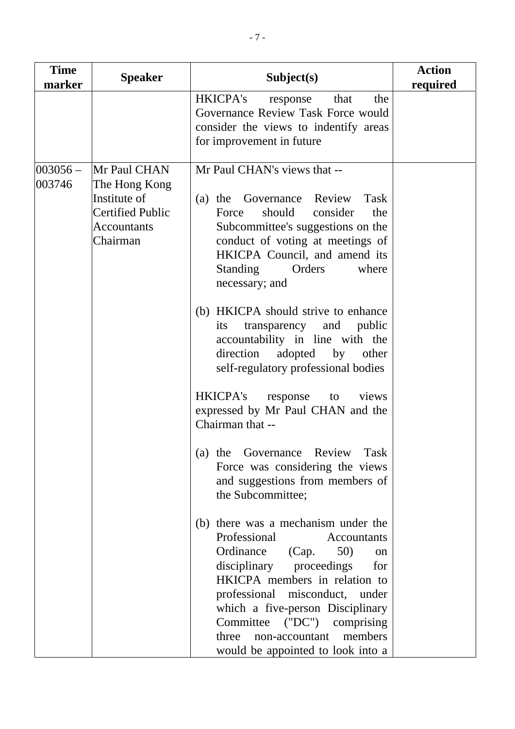| Time marker | Speaker | Subject(s) | Action required |
|---|---|---|---|
| | | HKICPA's response that the Governance Review Task Force would consider the views to indentify areas for improvement in future | |
| 003056 – 003746 | Mr Paul CHAN<br>The Hong Kong Institute of Certified Public Accountants<br>Chairman | Mr Paul CHAN's views that --<br><br>(a) the Governance Review Task Force should consider the Subcommittee's suggestions on the conduct of voting at meetings of HKICPA Council, and amend its Standing Orders where necessary; and<br><br>(b) HKICPA should strive to enhance its transparency and public accountability in line with the direction adopted by other self-regulatory professional bodies<br><br>HKICPA's response to views expressed by Mr Paul CHAN and the Chairman that --<br><br>(a) the Governance Review Task Force was considering the views and suggestions from members of the Subcommittee;<br><br>(b) there was a mechanism under the Professional Accountants Ordinance (Cap. 50) on disciplinary proceedings for HKICPA members in relation to professional misconduct, under which a five-person Disciplinary Committee ("DC") comprising three non-accountant members would be appointed to look into a | |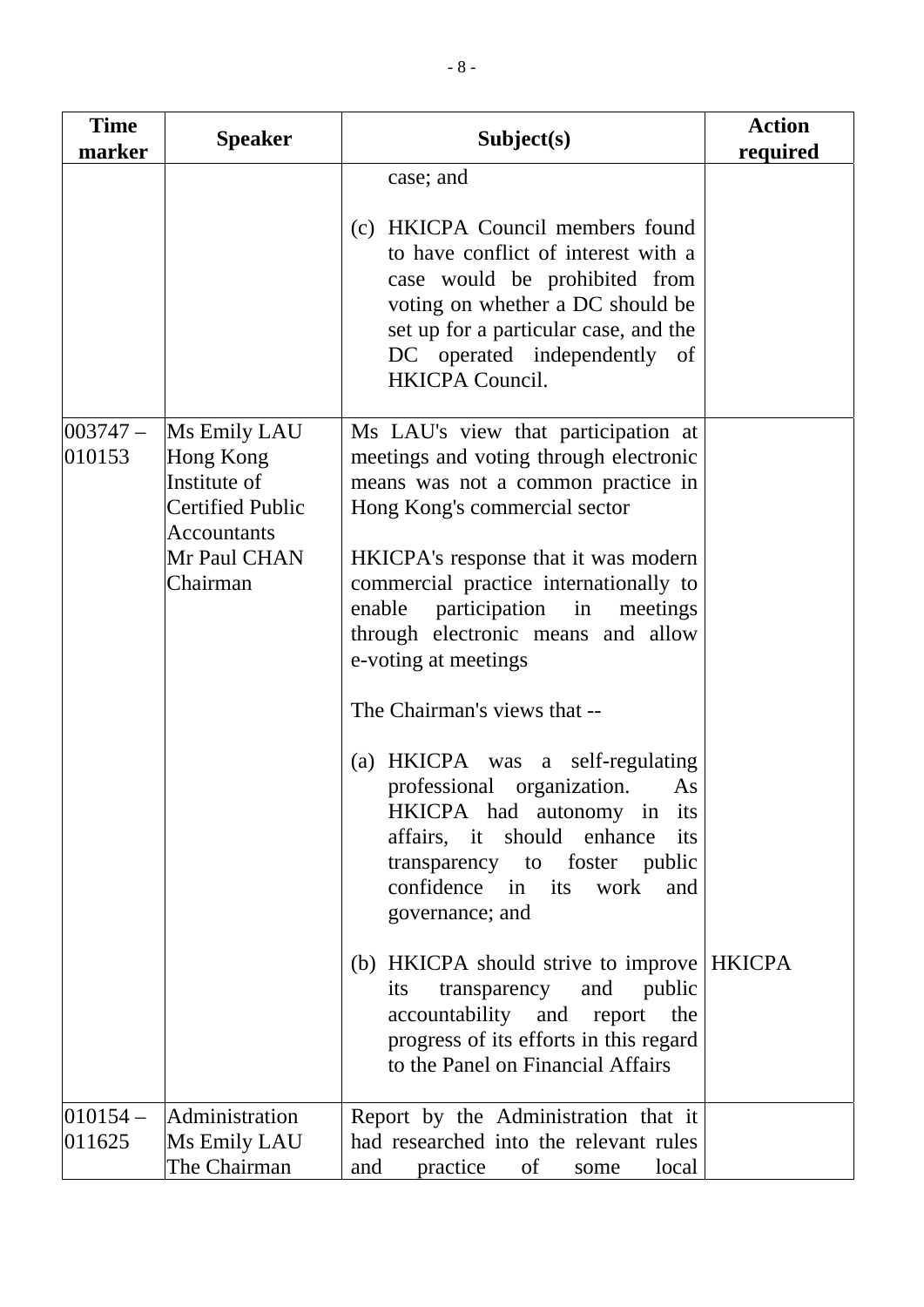| Time marker | Speaker | Subject(s) | Action required |
|---|---|---|---|
| | | case; and<br><br>(c) HKICPA Council members found to have conflict of interest with a case would be prohibited from voting on whether a DC should be set up for a particular case, and the DC operated independently of HKICPA Council. | |
| 003747 – 010153 | Ms Emily LAU<br>Hong Kong Institute of Certified Public Accountants<br>Mr Paul CHAN<br>Chairman | Ms LAU's view that participation at meetings and voting through electronic means was not a common practice in Hong Kong's commercial sector<br><br>HKICPA's response that it was modern commercial practice internationally to enable participation in meetings through electronic means and allow e-voting at meetings<br><br>The Chairman's views that --<br><br>(a) HKICPA was a self-regulating professional organization. As HKICPA had autonomy in its affairs, it should enhance its transparency to foster public confidence in its work and governance; and<br><br>(b) HKICPA should strive to improve its transparency and public accountability and report the progress of its efforts in this regard to the Panel on Financial Affairs | HKICPA |
| 010154 – 011625 | Administration<br>Ms Emily LAU<br>The Chairman | Report by the Administration that it had researched into the relevant rules and practice of some local | |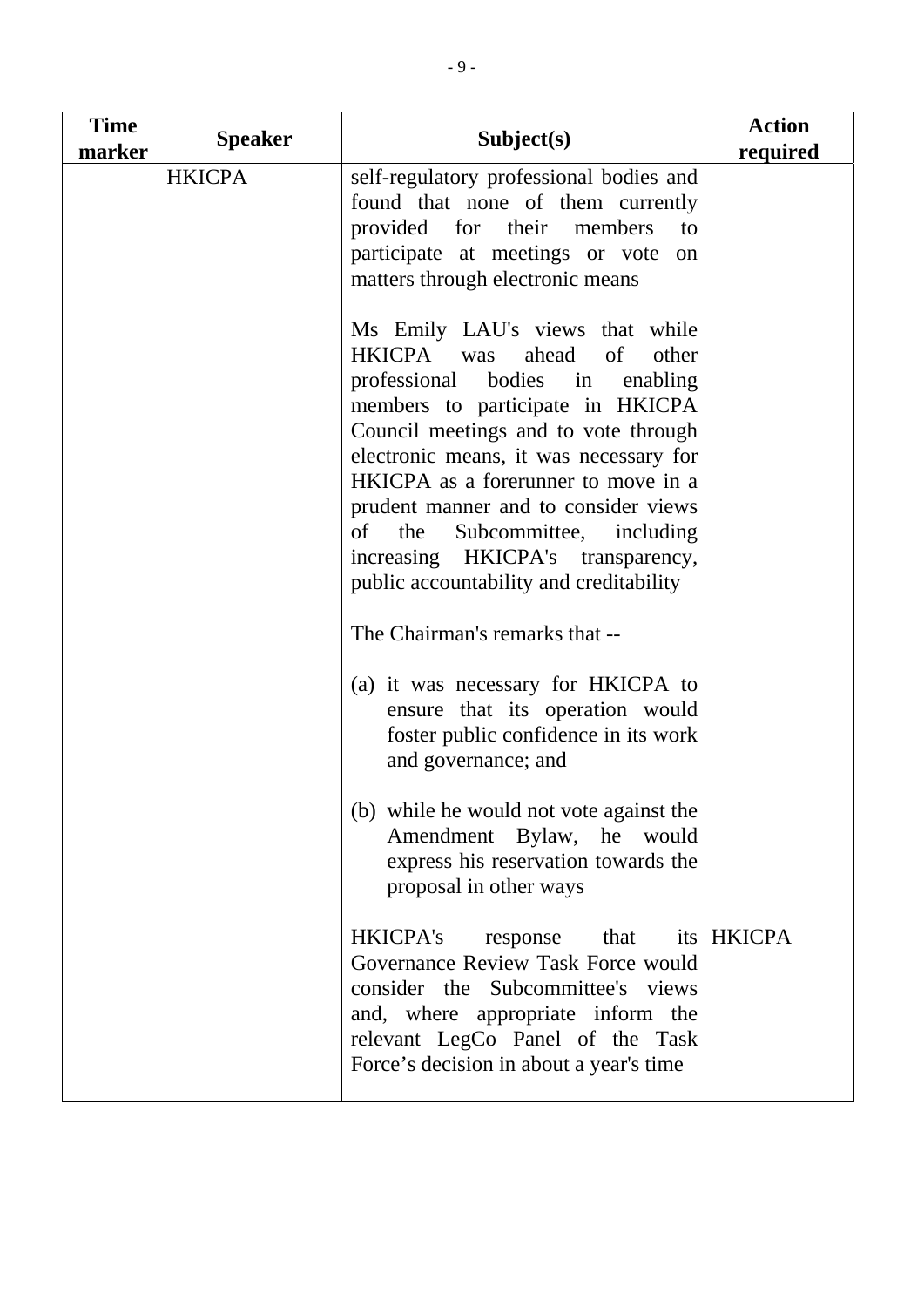| Time marker | Speaker | Subject(s) | Action required |
|---|---|---|---|
| | HKICPA | self-regulatory professional bodies and found that none of them currently provided for their members to participate at meetings or vote on matters through electronic means<br><br>Ms Emily LAU's views that while HKICPA was ahead of other professional bodies in enabling members to participate in HKICPA Council meetings and to vote through electronic means, it was necessary for HKICPA as a forerunner to move in a prudent manner and to consider views of the Subcommittee, including increasing HKICPA's transparency, public accountability and creditability<br><br>The Chairman's remarks that --<br><br>(a) it was necessary for HKICPA to ensure that its operation would foster public confidence in its work and governance; and<br><br>(b) while he would not vote against the Amendment Bylaw, he would express his reservation towards the proposal in other ways<br><br>HKICPA's response that its Governance Review Task Force would consider the Subcommittee's views and, where appropriate inform the relevant LegCo Panel of the Task Force's decision in about a year's time | HKICPA |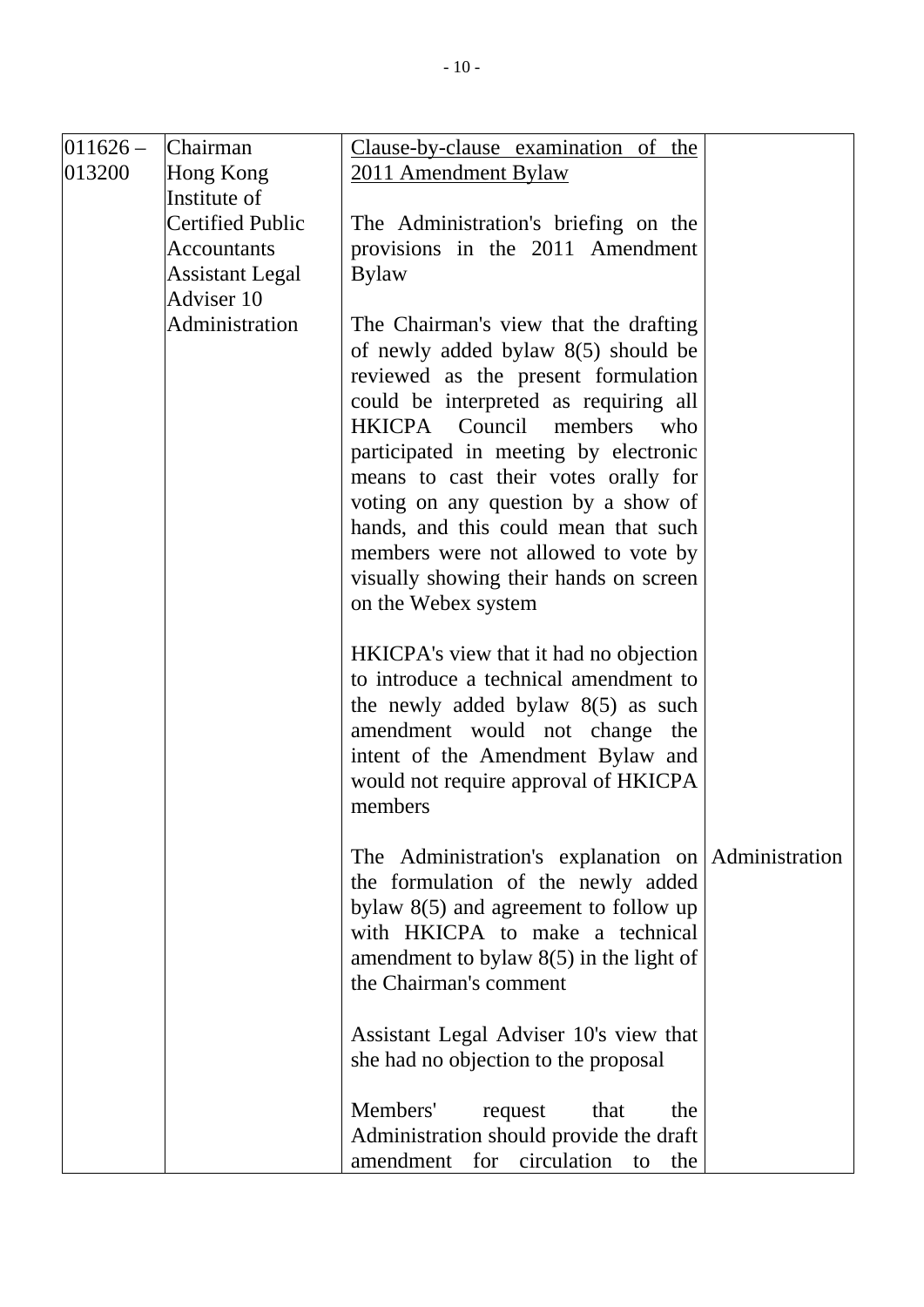| | | | |
|---|---|---|---|
| 011626 – 013200 | Chairman<br>Hong Kong Institute of Certified Public Accountants<br>Assistant Legal Adviser 10<br>Administration | <u>Clause-by-clause examination of the 2011 Amendment Bylaw</u><br><br>The Administration's briefing on the provisions in the 2011 Amendment Bylaw<br><br>The Chairman's view that the drafting of newly added bylaw 8(5) should be reviewed as the present formulation could be interpreted as requiring all HKICPA Council members who participated in meeting by electronic means to cast their votes orally for voting on any question by a show of hands, and this could mean that such members were not allowed to vote by visually showing their hands on screen on the Webex system<br><br>HKICPA's view that it had no objection to introduce a technical amendment to the newly added bylaw 8(5) as such amendment would not change the intent of the Amendment Bylaw and would not require approval of HKICPA members<br><br>The Administration's explanation on the formulation of the newly added bylaw 8(5) and agreement to follow up with HKICPA to make a technical amendment to bylaw 8(5) in the light of the Chairman's comment<br><br>Assistant Legal Adviser 10's view that she had no objection to the proposal<br><br>Members' request that the Administration should provide the draft amendment for circulation to the | <br><br><br><br><br><br><br><br><br><br><br><br><br><br><br><br><br><br><br><br><br><br>Administration |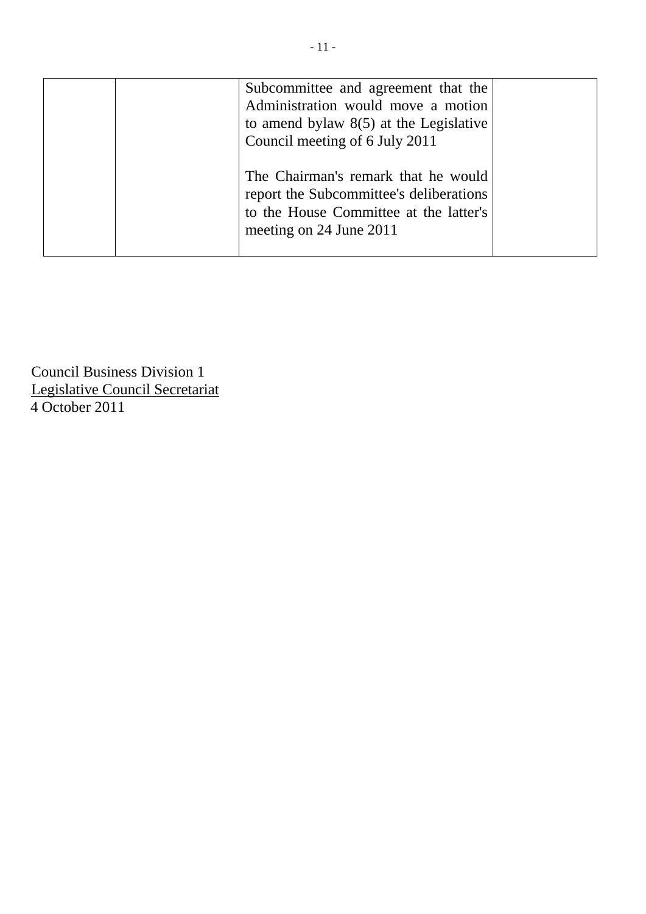| | | | |
|---|---|---|---|
| | | Subcommittee and agreement that the Administration would move a motion to amend bylaw 8(5) at the Legislative Council meeting of 6 July 2011<br><br>The Chairman's remark that he would report the Subcommittee's deliberations to the House Committee at the latter's meeting on 24 June 2011 | |

Council Business Division 1
Legislative Council Secretariat
4 October 2011